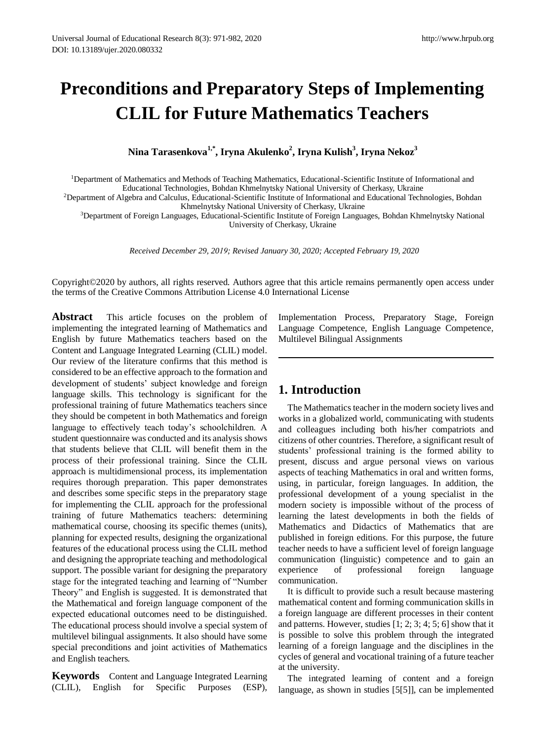# Preconditions and Preparatory Steps of Implementing CLIL for Future Mathematics Teachers

**Nina Tarasenkova[1,*], Iryna Akulenko[2], Iryna Kulish[3], Iryna Nekoz[3]**

[1]Department of Mathematics and Methods of Teaching Mathematics, Educational-Scientific Institute of Informational and Educational Technologies, Bohdan Khmelnytsky National University of Cherkasy, Ukraine
[2]Department of Algebra and Calculus, Educational-Scientific Institute of Informational and Educational Technologies, Bohdan Khmelnytsky National University of Cherkasy, Ukraine
[3]Department of Foreign Languages, Educational-Scientific Institute of Foreign Languages, Bohdan Khmelnytsky National University of Cherkasy, Ukraine

*Received December 29, 2019; Revised January 30, 2020; Accepted February 19, 2020*

Copyright©2020 by authors, all rights reserved. Authors agree that this article remains permanently open access under the terms of the Creative Commons Attribution License 4.0 International License

**Abstract** This article focuses on the problem of implementing the integrated learning of Mathematics and English by future Mathematics teachers based on the Content and Language Integrated Learning (CLIL) model. Our review of the literature confirms that this method is considered to be an effective approach to the formation and development of students' subject knowledge and foreign language skills. This technology is significant for the professional training of future Mathematics teachers since they should be competent in both Mathematics and foreign language to effectively teach today's schoolchildren. A student questionnaire was conducted and its analysis shows that students believe that CLIL will benefit them in the process of their professional training. Since the CLIL approach is multidimensional process, its implementation requires thorough preparation. This paper demonstrates and describes some specific steps in the preparatory stage for implementing the CLIL approach for the professional training of future Mathematics teachers: determining mathematical course, choosing its specific themes (units), planning for expected results, designing the organizational features of the educational process using the CLIL method and designing the appropriate teaching and methodological support. The possible variant for designing the preparatory stage for the integrated teaching and learning of "Number Theory" and English is suggested. It is demonstrated that the Mathematical and foreign language component of the expected educational outcomes need to be distinguished. The educational process should involve a special system of multilevel bilingual assignments. It also should have some special preconditions and joint activities of Mathematics and English teachers.

**Keywords** Content and Language Integrated Learning (CLIL), English for Specific Purposes (ESP), Implementation Process, Preparatory Stage, Foreign Language Competence, English Language Competence, Multilevel Bilingual Assignments

## 1. Introduction

The Mathematics teacher in the modern society lives and works in a globalized world, communicating with students and colleagues including both his/her compatriots and citizens of other countries. Therefore, a significant result of students' professional training is the formed ability to present, discuss and argue personal views on various aspects of teaching Mathematics in oral and written forms, using, in particular, foreign languages. In addition, the professional development of a young specialist in the modern society is impossible without of the process of learning the latest developments in both the fields of Mathematics and Didactics of Mathematics that are published in foreign editions. For this purpose, the future teacher needs to have a sufficient level of foreign language communication (linguistic) competence and to gain an experience of professional foreign language communication.

It is difficult to provide such a result because mastering mathematical content and forming communication skills in a foreign language are different processes in their content and patterns. However, studies [1; 2; 3; 4; 5; 6] show that it is possible to solve this problem through the integrated learning of a foreign language and the disciplines in the cycles of general and vocational training of a future teacher at the university.

The integrated learning of content and a foreign language, as shown in studies [5[5]], can be implemented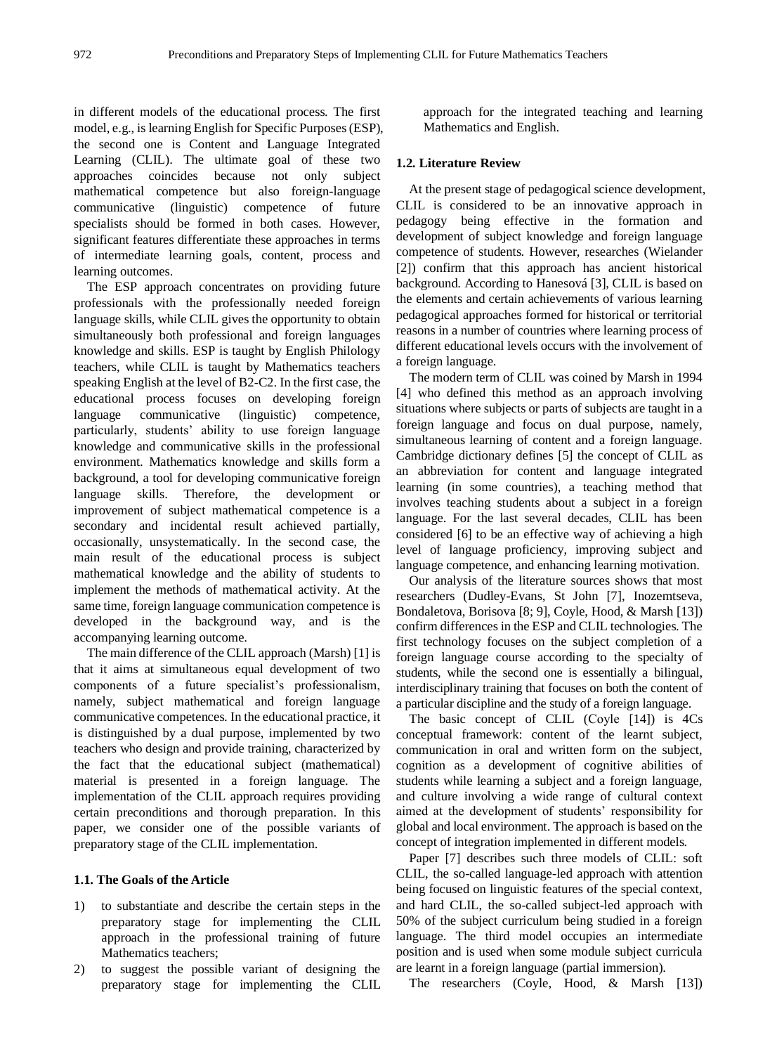in different models of the educational process. The first model, e.g., is learning English for Specific Purposes (ESP), the second one is Content and Language Integrated Learning (CLIL). The ultimate goal of these two approaches coincides because not only subject mathematical competence but also foreign-language communicative (linguistic) competence of future specialists should be formed in both cases. However, significant features differentiate these approaches in terms of intermediate learning goals, content, process and learning outcomes.

The ESP approach concentrates on providing future professionals with the professionally needed foreign language skills, while CLIL gives the opportunity to obtain simultaneously both professional and foreign languages knowledge and skills. ESP is taught by English Philology teachers, while CLIL is taught by Mathematics teachers speaking English at the level of B2-C2. In the first case, the educational process focuses on developing foreign language communicative (linguistic) competence, particularly, students' ability to use foreign language knowledge and communicative skills in the professional environment. Mathematics knowledge and skills form a background, a tool for developing communicative foreign language skills. Therefore, the development or improvement of subject mathematical competence is a secondary and incidental result achieved partially, occasionally, unsystematically. In the second case, the main result of the educational process is subject mathematical knowledge and the ability of students to implement the methods of mathematical activity. At the same time, foreign language communication competence is developed in the background way, and is the accompanying learning outcome.

The main difference of the CLIL approach (Marsh) [1] is that it aims at simultaneous equal development of two components of a future specialist's professionalism, namely, subject mathematical and foreign language communicative competences. In the educational practice, it is distinguished by a dual purpose, implemented by two teachers who design and provide training, characterized by the fact that the educational subject (mathematical) material is presented in a foreign language. The implementation of the CLIL approach requires providing certain preconditions and thorough preparation. In this paper, we consider one of the possible variants of preparatory stage of the CLIL implementation.

### 1.1. The Goals of the Article

1) to substantiate and describe the certain steps in the preparatory stage for implementing the CLIL approach in the professional training of future Mathematics teachers;
2) to suggest the possible variant of designing the preparatory stage for implementing the CLIL approach for the integrated teaching and learning Mathematics and English.

### 1.2. Literature Review

At the present stage of pedagogical science development, CLIL is considered to be an innovative approach in pedagogy being effective in the formation and development of subject knowledge and foreign language competence of students. However, researches (Wielander [2]) confirm that this approach has ancient historical background. According to Hanesová [3], CLIL is based on the elements and certain achievements of various learning pedagogical approaches formed for historical or territorial reasons in a number of countries where learning process of different educational levels occurs with the involvement of a foreign language.

The modern term of CLIL was coined by Marsh in 1994 [4] who defined this method as an approach involving situations where subjects or parts of subjects are taught in a foreign language and focus on dual purpose, namely, simultaneous learning of content and a foreign language. Cambridge dictionary defines [5] the concept of CLIL as an abbreviation for content and language integrated learning (in some countries), a teaching method that involves teaching students about a subject in a foreign language. For the last several decades, CLIL has been considered [6] to be an effective way of achieving a high level of language proficiency, improving subject and language competence, and enhancing learning motivation.

Our analysis of the literature sources shows that most researchers (Dudley-Evans, St John [7], Inozemtseva, Bondaletova, Borisova [8; 9], Coyle, Hood, & Marsh [13]) confirm differences in the ESP and CLIL technologies. The first technology focuses on the subject completion of a foreign language course according to the specialty of students, while the second one is essentially a bilingual, interdisciplinary training that focuses on both the content of a particular discipline and the study of a foreign language.

The basic concept of CLIL (Coyle [14]) is 4Cs conceptual framework: content of the learnt subject, communication in oral and written form on the subject, cognition as a development of cognitive abilities of students while learning a subject and a foreign language, and culture involving a wide range of cultural context aimed at the development of students' responsibility for global and local environment. The approach is based on the concept of integration implemented in different models.

Paper [7] describes such three models of CLIL: soft CLIL, the so-called language-led approach with attention being focused on linguistic features of the special context, and hard CLIL, the so-called subject-led approach with 50% of the subject curriculum being studied in a foreign language. The third model occupies an intermediate position and is used when some module subject curricula are learnt in a foreign language (partial immersion).

The researchers (Coyle, Hood, & Marsh [13])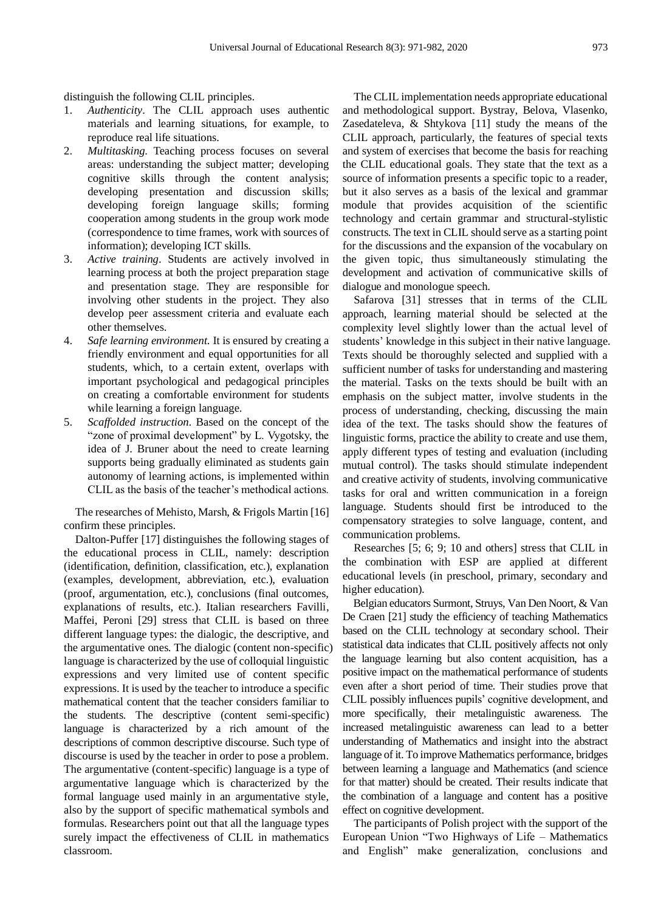distinguish the following CLIL principles.

1. *Authenticity*. The CLIL approach uses authentic materials and learning situations, for example, to reproduce real life situations.
2. *Multitasking*. Teaching process focuses on several areas: understanding the subject matter; developing cognitive skills through the content analysis; developing presentation and discussion skills; developing foreign language skills; forming cooperation among students in the group work mode (correspondence to time frames, work with sources of information); developing ICT skills.
3. *Active training*. Students are actively involved in learning process at both the project preparation stage and presentation stage. They are responsible for involving other students in the project. They also develop peer assessment criteria and evaluate each other themselves.
4. *Safe learning environment*. It is ensured by creating a friendly environment and equal opportunities for all students, which, to a certain extent, overlaps with important psychological and pedagogical principles on creating a comfortable environment for students while learning a foreign language.
5. *Scaffolded instruction*. Based on the concept of the "zone of proximal development" by L. Vygotsky, the idea of J. Bruner about the need to create learning supports being gradually eliminated as students gain autonomy of learning actions, is implemented within CLIL as the basis of the teacher's methodical actions.

The researches of Mehisto, Marsh, & Frigols Martin [16] confirm these principles.

Dalton-Puffer [17] distinguishes the following stages of the educational process in CLIL, namely: description (identification, definition, classification, etc.), explanation (examples, development, abbreviation, etc.), evaluation (proof, argumentation, etc.), conclusions (final outcomes, explanations of results, etc.). Italian researchers Favilli, Maffei, Peroni [29] stress that CLIL is based on three different language types: the dialogic, the descriptive, and the argumentative ones. The dialogic (content non-specific) language is characterized by the use of colloquial linguistic expressions and very limited use of content specific expressions. It is used by the teacher to introduce a specific mathematical content that the teacher considers familiar to the students. The descriptive (content semi-specific) language is characterized by a rich amount of the descriptions of common descriptive discourse. Such type of discourse is used by the teacher in order to pose a problem. The argumentative (content-specific) language is a type of argumentative language which is characterized by the formal language used mainly in an argumentative style, also by the support of specific mathematical symbols and formulas. Researchers point out that all the language types surely impact the effectiveness of CLIL in mathematics classroom.

The CLIL implementation needs appropriate educational and methodological support. Bystray, Belova, Vlasenko, Zasedateleva, & Shtykova [11] study the means of the CLIL approach, particularly, the features of special texts and system of exercises that become the basis for reaching the CLIL educational goals. They state that the text as a source of information presents a specific topic to a reader, but it also serves as a basis of the lexical and grammar module that provides acquisition of the scientific technology and certain grammar and structural-stylistic constructs. The text in CLIL should serve as a starting point for the discussions and the expansion of the vocabulary on the given topic, thus simultaneously stimulating the development and activation of communicative skills of dialogue and monologue speech.

Safarova [31] stresses that in terms of the CLIL approach, learning material should be selected at the complexity level slightly lower than the actual level of students' knowledge in this subject in their native language. Texts should be thoroughly selected and supplied with a sufficient number of tasks for understanding and mastering the material. Tasks on the texts should be built with an emphasis on the subject matter, involve students in the process of understanding, checking, discussing the main idea of the text. The tasks should show the features of linguistic forms, practice the ability to create and use them, apply different types of testing and evaluation (including mutual control). The tasks should stimulate independent and creative activity of students, involving communicative tasks for oral and written communication in a foreign language. Students should first be introduced to the compensatory strategies to solve language, content, and communication problems.

Researches [5; 6; 9; 10 and others] stress that CLIL in the combination with ESP are applied at different educational levels (in preschool, primary, secondary and higher education).

Belgian educators Surmont, Struys, Van Den Noort, & Van De Craen [21] study the efficiency of teaching Mathematics based on the CLIL technology at secondary school. Their statistical data indicates that CLIL positively affects not only the language learning but also content acquisition, has a positive impact on the mathematical performance of students even after a short period of time. Their studies prove that CLIL possibly influences pupils' cognitive development, and more specifically, their metalinguistic awareness. The increased metalinguistic awareness can lead to a better understanding of Mathematics and insight into the abstract language of it. To improve Mathematics performance, bridges between learning a language and Mathematics (and science for that matter) should be created. Their results indicate that the combination of a language and content has a positive effect on cognitive development.

The participants of Polish project with the support of the European Union "Two Highways of Life – Mathematics and English" make generalization, conclusions and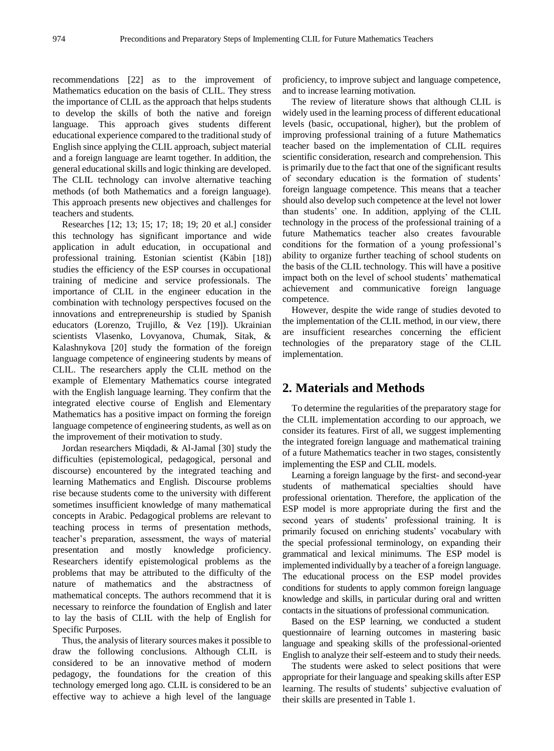recommendations [22] as to the improvement of Mathematics education on the basis of CLIL. They stress the importance of CLIL as the approach that helps students to develop the skills of both the native and foreign language. This approach gives students different educational experience compared to the traditional study of English since applying the CLIL approach, subject material and a foreign language are learnt together. In addition, the general educational skills and logic thinking are developed. The CLIL technology can involve alternative teaching methods (of both Mathematics and a foreign language). This approach presents new objectives and challenges for teachers and students.

Researches [12; 13; 15; 17; 18; 19; 20 et al.] consider this technology has significant importance and wide application in adult education, in occupational and professional training. Estonian scientist (Käbin [18]) studies the efficiency of the ESP courses in occupational training of medicine and service professionals. The importance of CLIL in the engineer education in the combination with technology perspectives focused on the innovations and entrepreneurship is studied by Spanish educators (Lorenzo, Trujillo, & Vez [19]). Ukrainian scientists Vlasenko, Lovyanova, Chumak, Sitak, & Kalashnykova [20] study the formation of the foreign language competence of engineering students by means of CLIL. The researchers apply the CLIL method on the example of Elementary Mathematics course integrated with the English language learning. They confirm that the integrated elective course of English and Elementary Mathematics has a positive impact on forming the foreign language competence of engineering students, as well as on the improvement of their motivation to study.

Jordan researchers Miqdadi, & Al-Jamal [30] study the difficulties (epistemological, pedagogical, personal and discourse) encountered by the integrated teaching and learning Mathematics and English. Discourse problems rise because students come to the university with different sometimes insufficient knowledge of many mathematical concepts in Arabic. Pedagogical problems are relevant to teaching process in terms of presentation methods, teacher's preparation, assessment, the ways of material presentation and mostly knowledge proficiency. Researchers identify epistemological problems as the problems that may be attributed to the difficulty of the nature of mathematics and the abstractness of mathematical concepts. The authors recommend that it is necessary to reinforce the foundation of English and later to lay the basis of CLIL with the help of English for Specific Purposes.

Thus, the analysis of literary sources makes it possible to draw the following conclusions. Although CLIL is considered to be an innovative method of modern pedagogy, the foundations for the creation of this technology emerged long ago. CLIL is considered to be an effective way to achieve a high level of the language proficiency, to improve subject and language competence, and to increase learning motivation.

The review of literature shows that although CLIL is widely used in the learning process of different educational levels (basic, occupational, higher), but the problem of improving professional training of a future Mathematics teacher based on the implementation of CLIL requires scientific consideration, research and comprehension. This is primarily due to the fact that one of the significant results of secondary education is the formation of students' foreign language competence. This means that a teacher should also develop such competence at the level not lower than students' one. In addition, applying of the CLIL technology in the process of the professional training of a future Mathematics teacher also creates favourable conditions for the formation of a young professional's ability to organize further teaching of school students on the basis of the CLIL technology. This will have a positive impact both on the level of school students' mathematical achievement and communicative foreign language competence.

However, despite the wide range of studies devoted to the implementation of the CLIL method, in our view, there are insufficient researches concerning the efficient technologies of the preparatory stage of the CLIL implementation.

## 2. Materials and Methods

To determine the regularities of the preparatory stage for the CLIL implementation according to our approach, we consider its features. First of all, we suggest implementing the integrated foreign language and mathematical training of a future Mathematics teacher in two stages, consistently implementing the ESP and CLIL models.

Learning a foreign language by the first- and second-year students of mathematical specialties should have professional orientation. Therefore, the application of the ESP model is more appropriate during the first and the second years of students' professional training. It is primarily focused on enriching students' vocabulary with the special professional terminology, on expanding their grammatical and lexical minimums. The ESP model is implemented individually by a teacher of a foreign language. The educational process on the ESP model provides conditions for students to apply common foreign language knowledge and skills, in particular during oral and written contacts in the situations of professional communication.

Based on the ESP learning, we conducted a student questionnaire of learning outcomes in mastering basic language and speaking skills of the professional-oriented English to analyze their self-esteem and to study their needs.

The students were asked to select positions that were appropriate for their language and speaking skills after ESP learning. The results of students' subjective evaluation of their skills are presented in Table 1.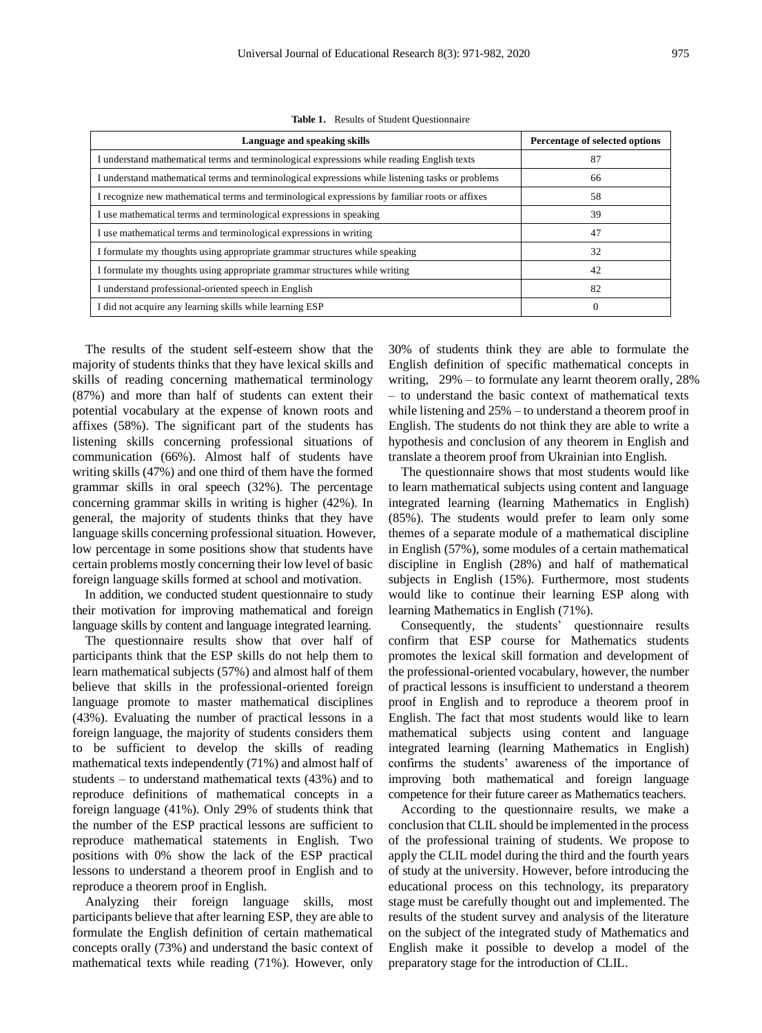**Table 1.** Results of Student Questionnaire

| Language and speaking skills | Percentage of selected options |
|---|---|
| I understand mathematical terms and terminological expressions while reading English texts | 87 |
| I understand mathematical terms and terminological expressions while listening tasks or problems | 66 |
| I recognize new mathematical terms and terminological expressions by familiar roots or affixes | 58 |
| I use mathematical terms and terminological expressions in speaking | 39 |
| I use mathematical terms and terminological expressions in writing | 47 |
| I formulate my thoughts using appropriate grammar structures while speaking | 32 |
| I formulate my thoughts using appropriate grammar structures while writing | 42 |
| I understand professional-oriented speech in English | 82 |
| I did not acquire any learning skills while learning ESP | 0 |

The results of the student self-esteem show that the majority of students thinks that they have lexical skills and skills of reading concerning mathematical terminology (87%) and more than half of students can extent their potential vocabulary at the expense of known roots and affixes (58%). The significant part of the students has listening skills concerning professional situations of communication (66%). Almost half of students have writing skills (47%) and one third of them have the formed grammar skills in oral speech (32%). The percentage concerning grammar skills in writing is higher (42%). In general, the majority of students thinks that they have language skills concerning professional situation. However, low percentage in some positions show that students have certain problems mostly concerning their low level of basic foreign language skills formed at school and motivation.

In addition, we conducted student questionnaire to study their motivation for improving mathematical and foreign language skills by content and language integrated learning.

The questionnaire results show that over half of participants think that the ESP skills do not help them to learn mathematical subjects (57%) and almost half of them believe that skills in the professional-oriented foreign language promote to master mathematical disciplines (43%). Evaluating the number of practical lessons in a foreign language, the majority of students considers them to be sufficient to develop the skills of reading mathematical texts independently (71%) and almost half of students – to understand mathematical texts (43%) and to reproduce definitions of mathematical concepts in a foreign language (41%). Only 29% of students think that the number of the ESP practical lessons are sufficient to reproduce mathematical statements in English. Two positions with 0% show the lack of the ESP practical lessons to understand a theorem proof in English and to reproduce a theorem proof in English.

Analyzing their foreign language skills, most participants believe that after learning ESP, they are able to formulate the English definition of certain mathematical concepts orally (73%) and understand the basic context of mathematical texts while reading (71%). However, only 30% of students think they are able to formulate the English definition of specific mathematical concepts in writing, 29% – to formulate any learnt theorem orally, 28% – to understand the basic context of mathematical texts while listening and 25% – to understand a theorem proof in English. The students do not think they are able to write a hypothesis and conclusion of any theorem in English and translate a theorem proof from Ukrainian into English.

The questionnaire shows that most students would like to learn mathematical subjects using content and language integrated learning (learning Mathematics in English) (85%). The students would prefer to learn only some themes of a separate module of a mathematical discipline in English (57%), some modules of a certain mathematical discipline in English (28%) and half of mathematical subjects in English (15%). Furthermore, most students would like to continue their learning ESP along with learning Mathematics in English (71%).

Consequently, the students' questionnaire results confirm that ESP course for Mathematics students promotes the lexical skill formation and development of the professional-oriented vocabulary, however, the number of practical lessons is insufficient to understand a theorem proof in English and to reproduce a theorem proof in English. The fact that most students would like to learn mathematical subjects using content and language integrated learning (learning Mathematics in English) confirms the students' awareness of the importance of improving both mathematical and foreign language competence for their future career as Mathematics teachers.

According to the questionnaire results, we make a conclusion that CLIL should be implemented in the process of the professional training of students. We propose to apply the CLIL model during the third and the fourth years of study at the university. However, before introducing the educational process on this technology, its preparatory stage must be carefully thought out and implemented. The results of the student survey and analysis of the literature on the subject of the integrated study of Mathematics and English make it possible to develop a model of the preparatory stage for the introduction of CLIL.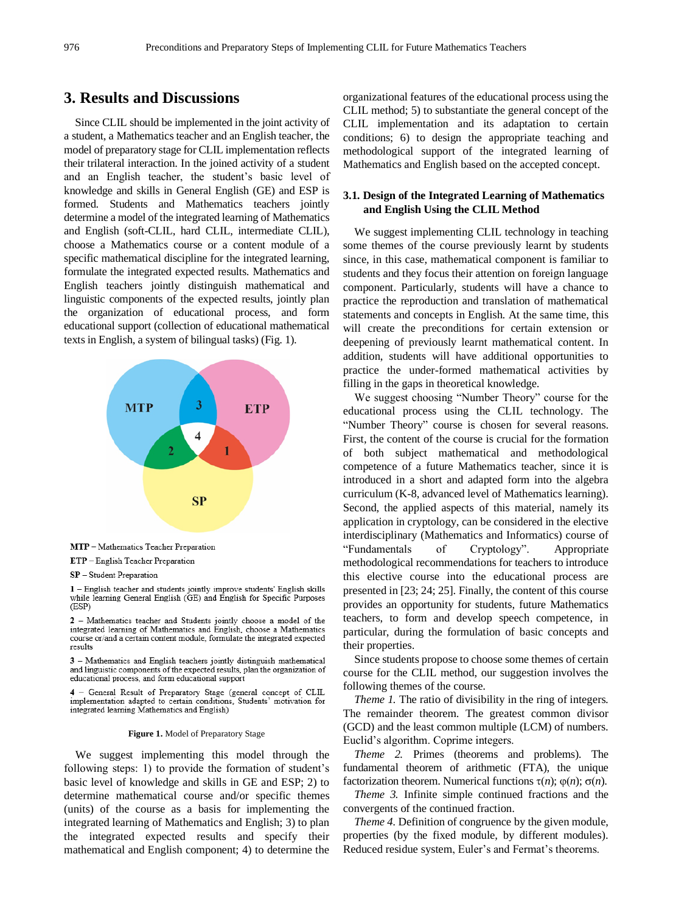## 3. Results and Discussions

Since CLIL should be implemented in the joint activity of a student, a Mathematics teacher and an English teacher, the model of preparatory stage for CLIL implementation reflects their trilateral interaction. In the joined activity of a student and an English teacher, the student's basic level of knowledge and skills in General English (GE) and ESP is formed. Students and Mathematics teachers jointly determine a model of the integrated learning of Mathematics and English (soft-CLIL, hard CLIL, intermediate CLIL), choose a Mathematics course or a content module of a specific mathematical discipline for the integrated learning, formulate the integrated expected results. Mathematics and English teachers jointly distinguish mathematical and linguistic components of the expected results, jointly plan the organization of educational process, and form educational support (collection of educational mathematical texts in English, a system of bilingual tasks) (Fig. 1).

MTP – Mathematics Teacher Preparation

ETP – English Teacher Preparation

SP – Student Preparation

1 – English teacher and students jointly improve students' English skills while learning General English (GE) and English for Specific Purposes (ESP)

2 – Mathematics teacher and Students jointly choose a model of the integrated learning of Mathematics and English, choose a Mathematics course or/and a certain content module, formulate the integrated expected results

3 – Mathematics and English teachers jointly distinguish mathematical and linguistic components of the expected results, plan the organization of educational process, and form educational support

4 – General Result of Preparatory Stage (general concept of CLIL implementation adapted to certain conditions, Students' motivation for integrated learning Mathematics and English)

**Figure 1.** Model of Preparatory Stage

We suggest implementing this model through the following steps: 1) to provide the formation of student's basic level of knowledge and skills in GE and ESP; 2) to determine mathematical course and/or specific themes (units) of the course as a basis for implementing the integrated learning of Mathematics and English; 3) to plan the integrated expected results and specify their mathematical and English component; 4) to determine the organizational features of the educational process using the CLIL method; 5) to substantiate the general concept of the CLIL implementation and its adaptation to certain conditions; 6) to design the appropriate teaching and methodological support of the integrated learning of Mathematics and English based on the accepted concept.

### 3.1. Design of the Integrated Learning of Mathematics and English Using the CLIL Method

We suggest implementing CLIL technology in teaching some themes of the course previously learnt by students since, in this case, mathematical component is familiar to students and they focus their attention on foreign language component. Particularly, students will have a chance to practice the reproduction and translation of mathematical statements and concepts in English. At the same time, this will create the preconditions for certain extension or deepening of previously learnt mathematical content. In addition, students will have additional opportunities to practice the under-formed mathematical activities by filling in the gaps in theoretical knowledge.

We suggest choosing "Number Theory" course for the educational process using the CLIL technology. The "Number Theory" course is chosen for several reasons. First, the content of the course is crucial for the formation of both subject mathematical and methodological competence of a future Mathematics teacher, since it is introduced in a short and adapted form into the algebra curriculum (K-8, advanced level of Mathematics learning). Second, the applied aspects of this material, namely its application in cryptology, can be considered in the elective interdisciplinary (Mathematics and Informatics) course of "Fundamentals of Cryptology". Appropriate methodological recommendations for teachers to introduce this elective course into the educational process are presented in [23; 24; 25]. Finally, the content of this course provides an opportunity for students, future Mathematics teachers, to form and develop speech competence, in particular, during the formulation of basic concepts and their properties.

Since students propose to choose some themes of certain course for the CLIL method, our suggestion involves the following themes of the course.

*Theme 1.* The ratio of divisibility in the ring of integers. The remainder theorem. The greatest common divisor (GCD) and the least common multiple (LCM) of numbers. Euclid's algorithm. Coprime integers.

*Theme 2.* Primes (theorems and problems). The fundamental theorem of arithmetic (FTA), the unique factorization theorem. Numerical functions $\tau(n)$; $\varphi(n)$; $\sigma(n)$.

*Theme 3.* Infinite simple continued fractions and the convergents of the continued fraction.

*Theme 4.* Definition of congruence by the given module, properties (by the fixed module, by different modules). Reduced residue system, Euler's and Fermat's theorems.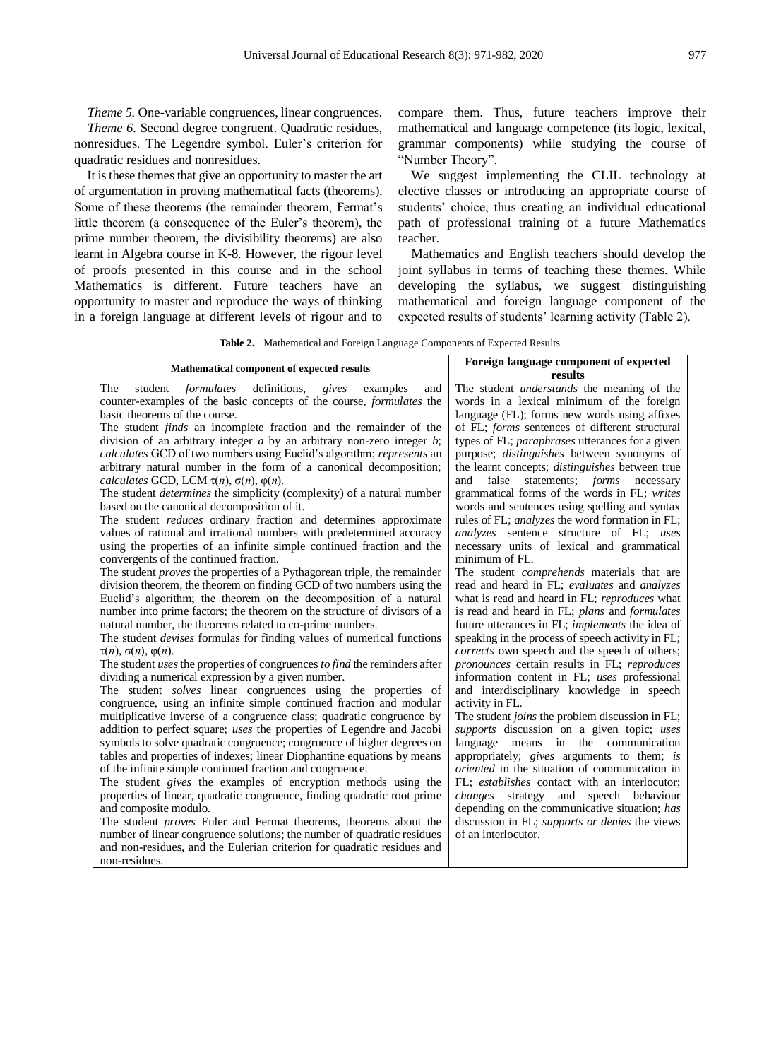*Theme 5.* One-variable congruences, linear congruences.

*Theme 6.* Second degree congruent. Quadratic residues, nonresidues. The Legendre symbol. Euler's criterion for quadratic residues and nonresidues.

It is these themes that give an opportunity to master the art of argumentation in proving mathematical facts (theorems). Some of these theorems (the remainder theorem, Fermat's little theorem (a consequence of the Euler's theorem), the prime number theorem, the divisibility theorems) are also learnt in Algebra course in K-8. However, the rigour level of proofs presented in this course and in the school Mathematics is different. Future teachers have an opportunity to master and reproduce the ways of thinking in a foreign language at different levels of rigour and to compare them. Thus, future teachers improve their mathematical and language competence (its logic, lexical, grammar components) while studying the course of "Number Theory".

We suggest implementing the CLIL technology at elective classes or introducing an appropriate course of students' choice, thus creating an individual educational path of professional training of a future Mathematics teacher.

Mathematics and English teachers should develop the joint syllabus in terms of teaching these themes. While developing the syllabus, we suggest distinguishing mathematical and foreign language component of the expected results of students' learning activity (Table 2).

**Table 2.** Mathematical and Foreign Language Components of Expected Results

| Mathematical component of expected results | Foreign language component of expected results |
|---|---|
| The student *formulates* definitions, *gives* examples and counter-examples of the basic concepts of the course, *formulates* the basic theorems of the course.<br>The student *finds* an incomplete fraction and the remainder of the division of an arbitrary integer $a$ by an arbitrary non-zero integer $b$; *calculates* GCD of two numbers using Euclid's algorithm; *represents* an arbitrary natural number in the form of a canonical decomposition; *calculates* GCD, LCM $\tau(n)$, $\sigma(n)$, $\varphi(n)$.<br>The student *determines* the simplicity (complexity) of a natural number based on the canonical decomposition of it.<br>The student *reduces* ordinary fraction and determines approximate values of rational and irrational numbers with predetermined accuracy using the properties of an infinite simple continued fraction and the convergents of the continued fraction.<br>The student *proves* the properties of a Pythagorean triple, the remainder division theorem, the theorem on finding GCD of two numbers using the Euclid's algorithm; the theorem on the decomposition of a natural number into prime factors; the theorem on the structure of divisors of a natural number, the theorems related to co-prime numbers.<br>The student *devises* formulas for finding values of numerical functions $\tau(n)$, $\sigma(n)$, $\varphi(n)$.<br>The student *uses* the properties of congruences *to find* the reminders after dividing a numerical expression by a given number.<br>The student *solves* linear congruences using the properties of congruence, using an infinite simple continued fraction and modular multiplicative inverse of a congruence class; quadratic congruence by addition to perfect square; *uses* the properties of Legendre and Jacobi symbols to solve quadratic congruence; congruence of higher degrees on tables and properties of indexes; linear Diophantine equations by means of the infinite simple continued fraction and congruence.<br>The student *gives* the examples of encryption methods using the properties of linear, quadratic congruence, finding quadratic root prime and composite modulo.<br>The student *proves* Euler and Fermat theorems, theorems about the number of linear congruence solutions; the number of quadratic residues and non-residues, and the Eulerian criterion for quadratic residues and non-residues. | The student *understands* the meaning of the words in a lexical minimum of the foreign language (FL); forms new words using affixes of FL; *forms* sentences of different structural types of FL; *paraphrases* utterances for a given purpose; *distinguishes* between synonyms of the learnt concepts; *distinguishes* between true and false statements; *forms* necessary grammatical forms of the words in FL; *writes* words and sentences using spelling and syntax rules of FL; *analyzes* the word formation in FL; *analyzes* sentence structure of FL; *uses* necessary units of lexical and grammatical minimum of FL.<br>The student *comprehends* materials that are read and heard in FL; *evaluates* and *analyzes* what is read and heard in FL; *reproduces* what is read and heard in FL; *plans* and *formulates* future utterances in FL; *implements* the idea of speaking in the process of speech activity in FL; *corrects* own speech and the speech of others; *pronounces* certain results in FL; *reproduces* information content in FL; *uses* professional and interdisciplinary knowledge in speech activity in FL.<br>The student *joins* the problem discussion in FL; *supports* discussion on a given topic; *uses* language means in the communication appropriately; *gives* arguments to them; *is oriented* in the situation of communication in FL; *establishes* contact with an interlocutor; *changes* strategy and speech behaviour depending on the communicative situation; *has* discussion in FL; *supports or denies* the views of an interlocutor. |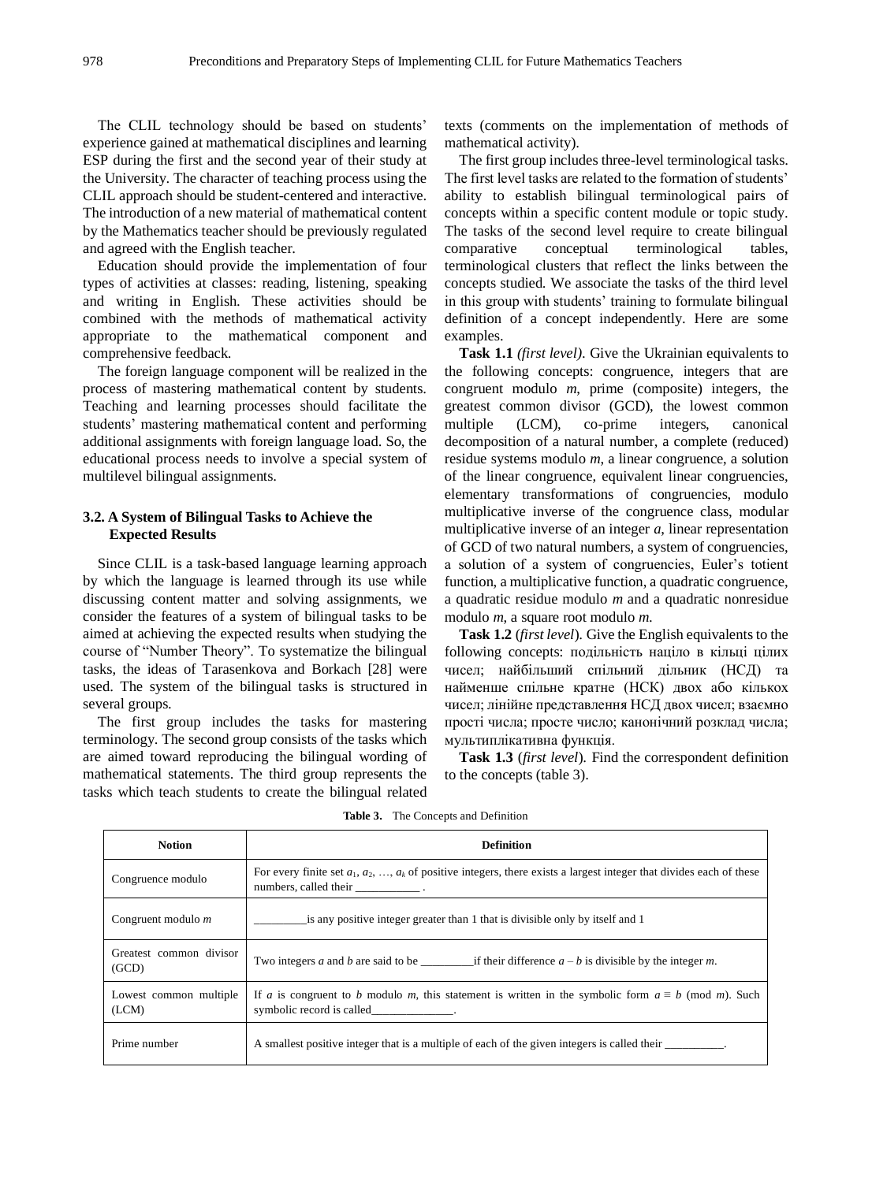The CLIL technology should be based on students' experience gained at mathematical disciplines and learning ESP during the first and the second year of their study at the University. The character of teaching process using the CLIL approach should be student-centered and interactive. The introduction of a new material of mathematical content by the Mathematics teacher should be previously regulated and agreed with the English teacher.

Education should provide the implementation of four types of activities at classes: reading, listening, speaking and writing in English. These activities should be combined with the methods of mathematical activity appropriate to the mathematical component and comprehensive feedback.

The foreign language component will be realized in the process of mastering mathematical content by students. Teaching and learning processes should facilitate the students' mastering mathematical content and performing additional assignments with foreign language load. So, the educational process needs to involve a special system of multilevel bilingual assignments.

### 3.2. A System of Bilingual Tasks to Achieve the Expected Results

Since CLIL is a task-based language learning approach by which the language is learned through its use while discussing content matter and solving assignments, we consider the features of a system of bilingual tasks to be aimed at achieving the expected results when studying the course of "Number Theory". To systematize the bilingual tasks, the ideas of Tarasenkova and Borkach [28] were used. The system of the bilingual tasks is structured in several groups.

The first group includes the tasks for mastering terminology. The second group consists of the tasks which are aimed toward reproducing the bilingual wording of mathematical statements. The third group represents the tasks which teach students to create the bilingual related texts (comments on the implementation of methods of mathematical activity).

The first group includes three-level terminological tasks. The first level tasks are related to the formation of students' ability to establish bilingual terminological pairs of concepts within a specific content module or topic study. The tasks of the second level require to create bilingual comparative conceptual terminological tables, terminological clusters that reflect the links between the concepts studied. We associate the tasks of the third level in this group with students' training to formulate bilingual definition of a concept independently. Here are some examples.

**Task 1.1** *(first level)*. Give the Ukrainian equivalents to the following concepts: congruence, integers that are congruent modulo $m$, prime (composite) integers, the greatest common divisor (GCD), the lowest common multiple (LCM), co-prime integers, canonical decomposition of a natural number, a complete (reduced) residue systems modulo $m$, a linear congruence, a solution of the linear congruence, equivalent linear congruencies, elementary transformations of congruencies, modulo multiplicative inverse of the congruence class, modular multiplicative inverse of an integer $a$, linear representation of GCD of two natural numbers, a system of congruencies, a solution of a system of congruencies, Euler's totient function, a multiplicative function, a quadratic congruence, a quadratic residue modulo $m$ and a quadratic nonresidue modulo $m$, a square root modulo $m$.

**Task 1.2** (*first level*). Give the English equivalents to the following concepts: подільність націло в кільці цілих чисел; найбільший спільний дільник (НСД) та найменше спільне кратне (НСК) двох або кількох чисел; лінійне представлення НСД двох чисел; взаємно прості числа; просте число; канонічний розклад числа; мультиплікативна функція.

**Task 1.3** (*first level*). Find the correspondent definition to the concepts (table 3).

**Table 3.** The Concepts and Definition

| Notion | Definition |
|---|---|
| Congruence modulo | For every finite set $a_1, a_2, \ldots, a_k$ of positive integers, there exists a largest integer that divides each of these numbers, called their ___________ . |
| Congruent modulo $m$ | _________is any positive integer greater than 1 that is divisible only by itself and 1 |
| Greatest common divisor (GCD) | Two integers $a$ and $b$ are said to be _________if their difference $a - b$ is divisible by the integer $m$. |
| Lowest common multiple (LCM) | If $a$ is congruent to $b$ modulo $m$, this statement is written in the symbolic form $a \equiv b \pmod{m}$. Such symbolic record is called______________. |
| Prime number | A smallest positive integer that is a multiple of each of the given integers is called their __________. |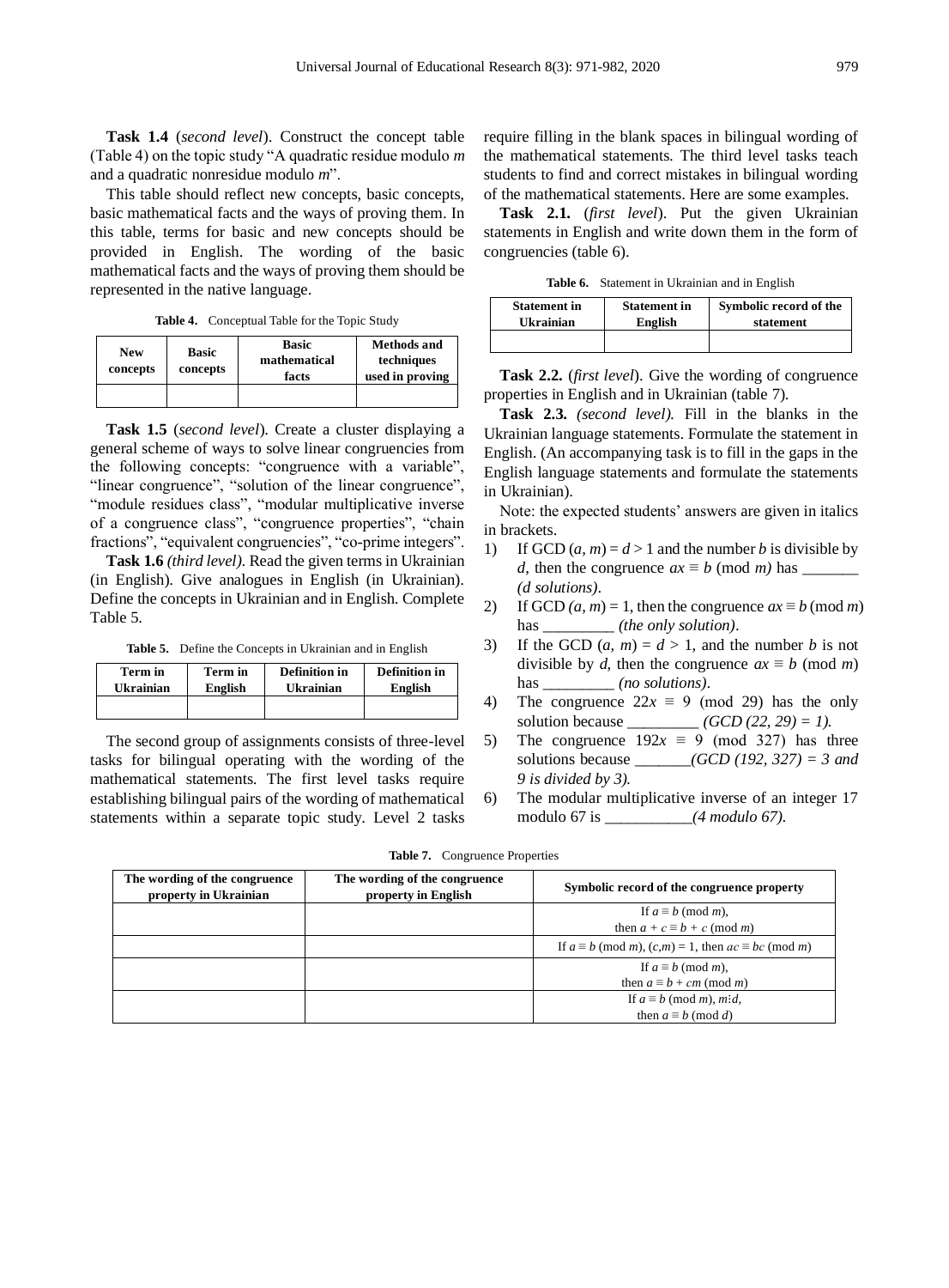**Task 1.4** (*second level*). Construct the concept table (Table 4) on the topic study "A quadratic residue modulo *m* and a quadratic nonresidue modulo *m*".

This table should reflect new concepts, basic concepts, basic mathematical facts and the ways of proving them. In this table, terms for basic and new concepts should be provided in English. The wording of the basic mathematical facts and the ways of proving them should be represented in the native language.

**Table 4.** Conceptual Table for the Topic Study

| New concepts | Basic concepts | Basic mathematical facts | Methods and techniques used in proving |
|---|---|---|---|
| | | | |

**Task 1.5** (*second level*). Create a cluster displaying a general scheme of ways to solve linear congruencies from the following concepts: "congruence with a variable", "linear congruence", "solution of the linear congruence", "module residues class", "modular multiplicative inverse of a congruence class", "congruence properties", "chain fractions", "equivalent congruencies", "co-prime integers".

**Task 1.6** *(third level)*. Read the given terms in Ukrainian (in English). Give analogues in English (in Ukrainian). Define the concepts in Ukrainian and in English. Complete Table 5.

**Table 5.** Define the Concepts in Ukrainian and in English

| Term in Ukrainian | Term in English | Definition in Ukrainian | Definition in English |
|---|---|---|---|
| | | | |

The second group of assignments consists of three-level tasks for bilingual operating with the wording of the mathematical statements. The first level tasks require establishing bilingual pairs of the wording of mathematical statements within a separate topic study. Level 2 tasks require filling in the blank spaces in bilingual wording of the mathematical statements. The third level tasks teach students to find and correct mistakes in bilingual wording of the mathematical statements. Here are some examples.

**Task 2.1.** (*first level*). Put the given Ukrainian statements in English and write down them in the form of congruencies (table 6).

**Table 6.** Statement in Ukrainian and in English

| Statement in Ukrainian | Statement in English | Symbolic record of the statement |
|---|---|---|
| | | |

**Task 2.2.** (*first level*). Give the wording of congruence properties in English and in Ukrainian (table 7).

**Task 2.3.** *(second level).* Fill in the blanks in the Ukrainian language statements. Formulate the statement in English. (An accompanying task is to fill in the gaps in the English language statements and formulate the statements in Ukrainian).

Note: the expected students' answers are given in italics in brackets.

1) If GCD $(a, m) = d > 1$ and the number $b$ is divisible by $d$, then the congruence $ax \equiv b \pmod{m}$ has _______ *(d solutions)*.
2) If GCD $(a, m) = 1$, then the congruence $ax \equiv b \pmod{m}$ has _________ *(the only solution)*.
3) If the GCD $(a, m) = d > 1$, and the number $b$ is not divisible by $d$, then the congruence $ax \equiv b \pmod{m}$ has _________ *(no solutions)*.
4) The congruence $22x \equiv 9 \pmod{29}$ has the only solution because _________ *(GCD (22, 29) = 1).*
5) The congruence $192x \equiv 9 \pmod{327}$ has three solutions because _______*(GCD (192, 327) = 3 and 9 is divided by 3).*
6) The modular multiplicative inverse of an integer 17 modulo 67 is ___________*(4 modulo 67).*

**Table 7.** Congruence Properties

| The wording of the congruence property in Ukrainian | The wording of the congruence property in English | Symbolic record of the congruence property |
|---|---|---|
| | | If $a \equiv b \pmod{m}$, then $a + c \equiv b + c \pmod{m}$ |
| | | If $a \equiv b \pmod{m}$, $(c,m) = 1$, then $ac \equiv bc \pmod{m}$ |
| | | If $a \equiv b \pmod{m}$, then $a \equiv b + cm \pmod{m}$ |
| | | If $a \equiv b \pmod{m}$, $m \vdots d$, then $a \equiv b \pmod{d}$ |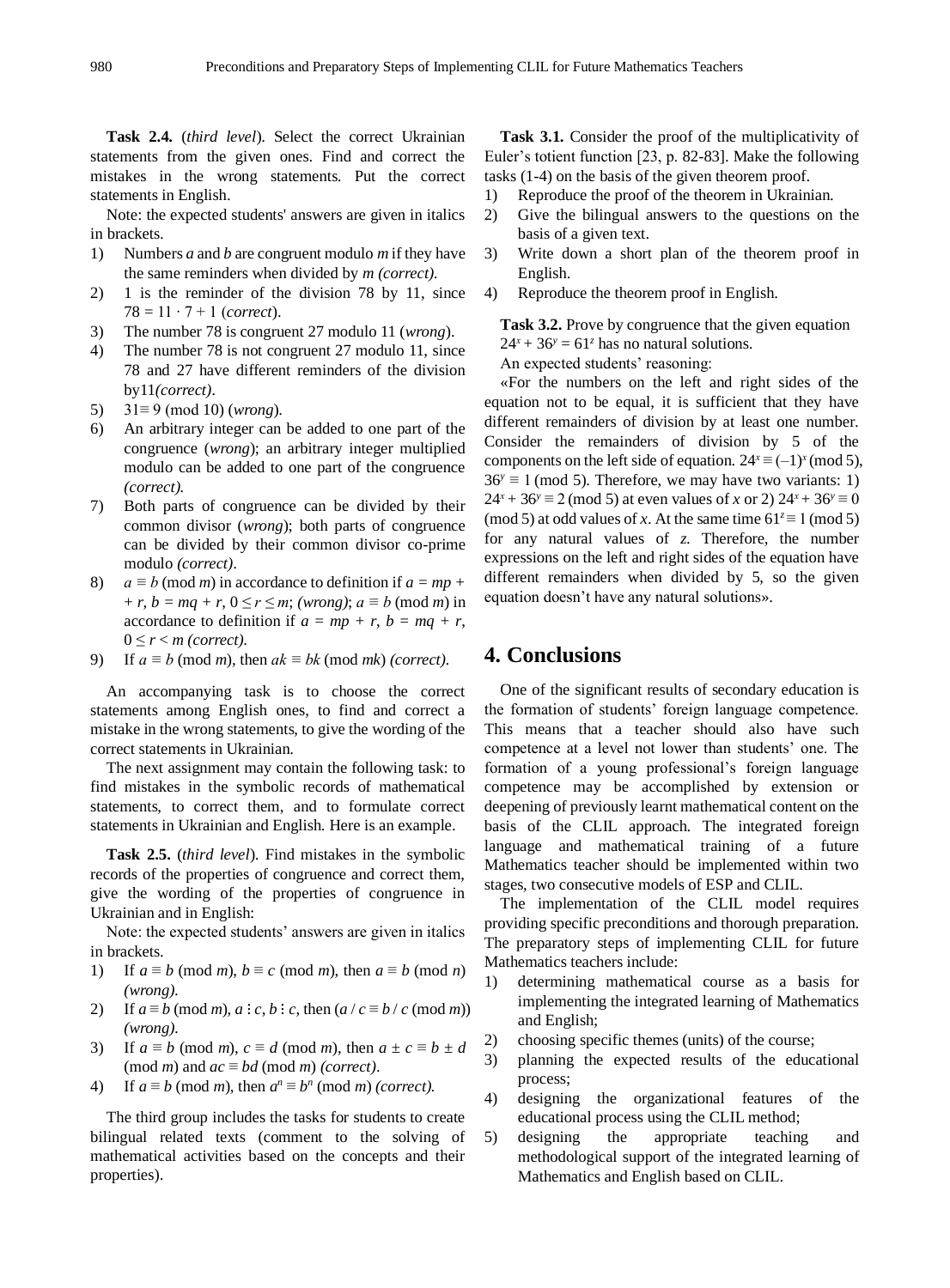**Task 2.4.** (*third level*). Select the correct Ukrainian statements from the given ones. Find and correct the mistakes in the wrong statements. Put the correct statements in English.

Note: the expected students' answers are given in italics in brackets.

1) Numbers $a$ and $b$ are congruent modulo $m$ if they have the same reminders when divided by $m$ *(correct)*.
2) 1 is the reminder of the division 78 by 11, since $78 = 11 \cdot 7 + 1$ (*correct*).
3) The number 78 is congruent 27 modulo 11 (*wrong*).
4) The number 78 is not congruent 27 modulo 11, since 78 and 27 have different reminders of the division by11*(correct)*.
5) $31 \equiv 9 \pmod{10}$ (*wrong*).
6) An arbitrary integer can be added to one part of the congruence (*wrong*); an arbitrary integer multiplied modulo can be added to one part of the congruence *(correct)*.
7) Both parts of congruence can be divided by their common divisor (*wrong*); both parts of congruence can be divided by their common divisor co-prime modulo *(correct)*.
8) $a \equiv b \pmod{m}$ in accordance to definition if $a = mp + r$, $b = mq + r$, $0 \le r \le m$; *(wrong)*; $a \equiv b \pmod{m}$ in accordance to definition if $a = mp + r$, $b = mq + r$, $0 \le r < m$ *(correct)*.
9) If $a \equiv b \pmod{m}$, then $ak \equiv bk \pmod{mk}$ *(correct)*.

An accompanying task is to choose the correct statements among English ones, to find and correct a mistake in the wrong statements, to give the wording of the correct statements in Ukrainian.

The next assignment may contain the following task: to find mistakes in the symbolic records of mathematical statements, to correct them, and to formulate correct statements in Ukrainian and English. Here is an example.

**Task 2.5.** (*third level*). Find mistakes in the symbolic records of the properties of congruence and correct them, give the wording of the properties of congruence in Ukrainian and in English:

Note: the expected students' answers are given in italics in brackets.

1) If $a \equiv b \pmod{m}$, $b \equiv c \pmod{m}$, then $a \equiv b \pmod{n}$ *(wrong)*.
2) If $a \equiv b \pmod{m}$, $a \,⋮\, c$, $b \,⋮\, c$, then $(a / c \equiv b / c \pmod{m})$ *(wrong)*.
3) If $a \equiv b \pmod{m}$, $c \equiv d \pmod{m}$, then $a \pm c \equiv b \pm d \pmod{m}$ and $ac \equiv bd \pmod{m}$ *(correct)*.
4) If $a \equiv b \pmod{m}$, then $a^n \equiv b^n \pmod{m}$ *(correct)*.

The third group includes the tasks for students to create bilingual related texts (comment to the solving of mathematical activities based on the concepts and their properties).

**Task 3.1.** Consider the proof of the multiplicativity of Euler's totient function [23, p. 82-83]. Make the following tasks (1-4) on the basis of the given theorem proof.

1) Reproduce the proof of the theorem in Ukrainian.
2) Give the bilingual answers to the questions on the basis of a given text.
3) Write down a short plan of the theorem proof in English.
4) Reproduce the theorem proof in English.

**Task 3.2.** Prove by congruence that the given equation $24^x + 36^y = 61^z$ has no natural solutions.

An expected students' reasoning:

«For the numbers on the left and right sides of the equation not to be equal, it is sufficient that they have different remainders of division by at least one number. Consider the remainders of division by 5 of the components on the left side of equation. $24^x \equiv (-1)^x \pmod{5}$, $36^y \equiv 1 \pmod{5}$. Therefore, we may have two variants: 1) $24^x + 36^y \equiv 2 \pmod{5}$ at even values of $x$ or 2) $24^x + 36^y \equiv 0 \pmod{5}$ at odd values of $x$. At the same time $61^z \equiv 1 \pmod{5}$ for any natural values of $z$. Therefore, the number expressions on the left and right sides of the equation have different remainders when divided by 5, so the given equation doesn't have any natural solutions».

## 4. Conclusions

One of the significant results of secondary education is the formation of students' foreign language competence. This means that a teacher should also have such competence at a level not lower than students' one. The formation of a young professional's foreign language competence may be accomplished by extension or deepening of previously learnt mathematical content on the basis of the CLIL approach. The integrated foreign language and mathematical training of a future Mathematics teacher should be implemented within two stages, two consecutive models of ESP and CLIL.

The implementation of the CLIL model requires providing specific preconditions and thorough preparation. The preparatory steps of implementing CLIL for future Mathematics teachers include:

1) determining mathematical course as a basis for implementing the integrated learning of Mathematics and English;
2) choosing specific themes (units) of the course;
3) planning the expected results of the educational process;
4) designing the organizational features of the educational process using the CLIL method;
5) designing the appropriate teaching and methodological support of the integrated learning of Mathematics and English based on CLIL.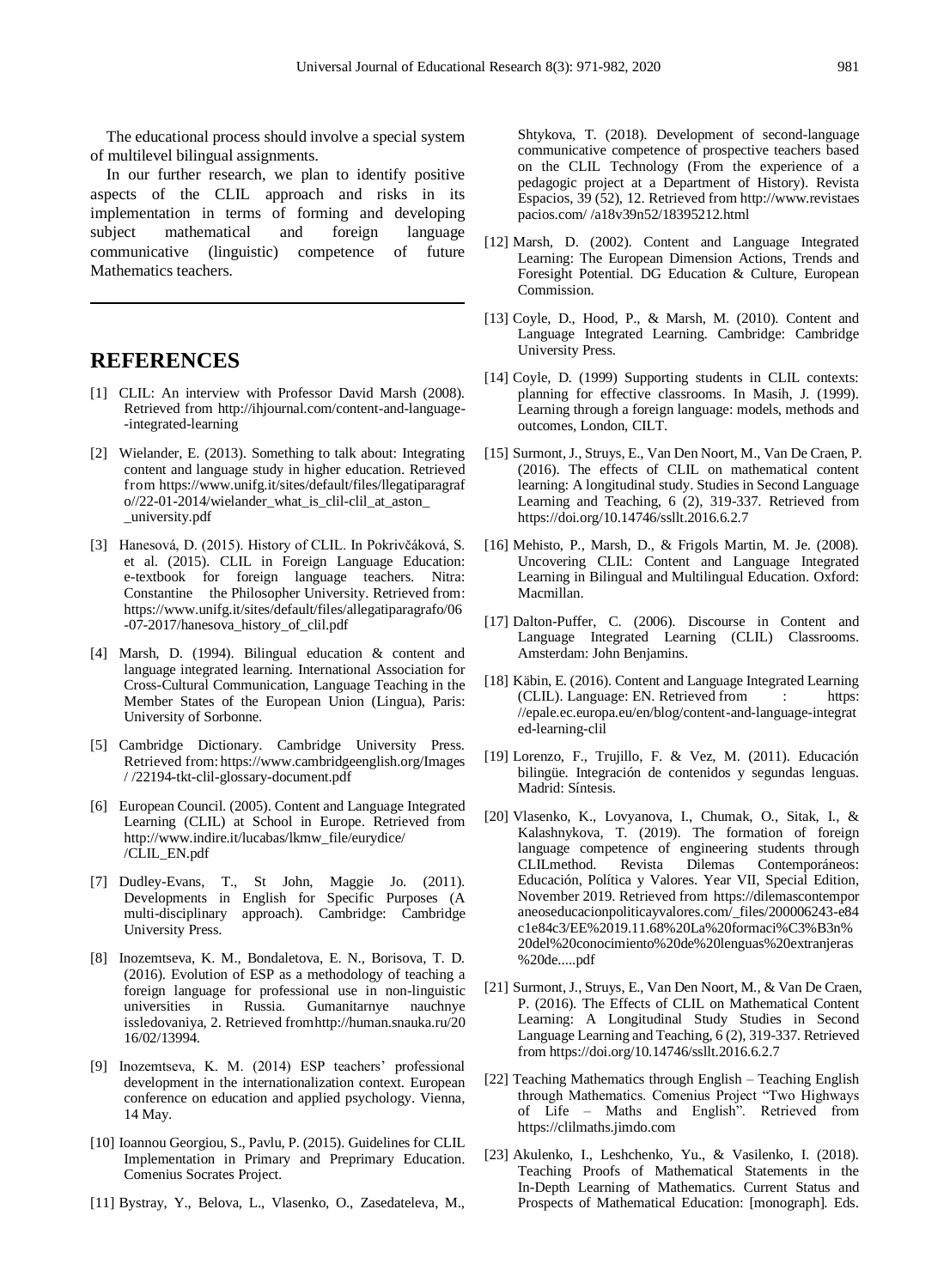The educational process should involve a special system of multilevel bilingual assignments.

In our further research, we plan to identify positive aspects of the CLIL approach and risks in its implementation in terms of forming and developing subject mathematical and foreign language communicative (linguistic) competence of future Mathematics teachers.

# REFERENCES

[1] CLIL: An interview with Professor David Marsh (2008). Retrieved from http://ihjournal.com/content-and-language--integrated-learning

[2] Wielander, E. (2013). Something to talk about: Integrating content and language study in higher education. Retrieved from https://www.unifg.it/sites/default/files/llegatiparagrafo//22-01-2014/wielander_what_is_clil-clil_at_aston__university.pdf

[3] Hanesová, D. (2015). History of CLIL. In Pokrivčáková, S. et al. (2015). CLIL in Foreign Language Education: e-textbook for foreign language teachers. Nitra: Constantine the Philosopher University. Retrieved from: https://www.unifg.it/sites/default/files/allegatiparagrafo/06-07-2017/hanesova_history_of_clil.pdf

[4] Marsh, D. (1994). Bilingual education & content and language integrated learning. International Association for Cross-Cultural Communication, Language Teaching in the Member States of the European Union (Lingua), Paris: University of Sorbonne.

[5] Cambridge Dictionary. Cambridge University Press. Retrieved from: https://www.cambridgeenglish.org/Images/ /22194-tkt-clil-glossary-document.pdf

[6] European Council. (2005). Content and Language Integrated Learning (CLIL) at School in Europe. Retrieved from http://www.indire.it/lucabas/lkmw_file/eurydice/ /CLIL_EN.pdf

[7] Dudley-Evans, T., St John, Maggie Jo. (2011). Developments in English for Specific Purposes (A multi-disciplinary approach). Cambridge: Cambridge University Press.

[8] Inozemtseva, K. M., Bondaletova, E. N., Borisova, T. D. (2016). Evolution of ESP as a methodology of teaching a foreign language for professional use in non-linguistic universities in Russia. Gumanitarnye nauchnye issledovaniya, 2. Retrieved fromhttp://human.snauka.ru/2016/02/13994.

[9] Inozemtseva, K. M. (2014) ESP teachers' professional development in the internationalization context. European conference on education and applied psychology. Vienna, 14 May.

[10] Ioannou Georgiou, S., Pavlu, P. (2015). Guidelines for CLIL Implementation in Primary and Preprimary Education. Comenius Socrates Project.

[11] Bystray, Y., Belova, L., Vlasenko, O., Zasedateleva, M., Shtykova, T. (2018). Development of second-language communicative competence of prospective teachers based on the CLIL Technology (From the experience of a pedagogic project at a Department of History). Revista Espacios, 39 (52), 12. Retrieved from http://www.revistaespacios.com/ /a18v39n52/18395212.html

[12] Marsh, D. (2002). Content and Language Integrated Learning: The European Dimension Actions, Trends and Foresight Potential. DG Education & Culture, European Commission.

[13] Coyle, D., Hood, P., & Marsh, M. (2010). Content and Language Integrated Learning. Cambridge: Cambridge University Press.

[14] Coyle, D. (1999) Supporting students in CLIL contexts: planning for effective classrooms. In Masih, J. (1999). Learning through a foreign language: models, methods and outcomes, London, CILT.

[15] Surmont, J., Struys, E., Van Den Noort, M., Van De Craen, P. (2016). The effects of CLIL on mathematical content learning: A longitudinal study. Studies in Second Language Learning and Teaching, 6 (2), 319-337. Retrieved from https://doi.org/10.14746/ssllt.2016.6.2.7

[16] Mehisto, P., Marsh, D., & Frigols Martin, M. Je. (2008). Uncovering CLIL: Content and Language Integrated Learning in Bilingual and Multilingual Education. Oxford: Macmillan.

[17] Dalton-Puffer, C. (2006). Discourse in Content and Language Integrated Learning (CLIL) Classrooms. Amsterdam: John Benjamins.

[18] Käbin, E. (2016). Content and Language Integrated Learning (CLIL). Language: EN. Retrieved from : https://epale.ec.europa.eu/en/blog/content-and-language-integrated-learning-clil

[19] Lorenzo, F., Trujillo, F. & Vez, M. (2011). Educación bilingüe. Integración de contenidos y segundas lenguas. Madrid: Síntesis.

[20] Vlasenko, K., Lovyanova, I., Chumak, O., Sitak, I., & Kalashnykova, T. (2019). The formation of foreign language competence of engineering students through CLILmethod. Revista Dilemas Contemporáneos: Educación, Política y Valores. Year VII, Special Edition, November 2019. Retrieved from https://dilemascontemporaneoseducacionpoliticayvalores.com/_files/200006243-e84c1e84c3/EE%2019.11.68%20La%20formaci%C3%B3n%20del%20conocimiento%20de%20lenguas%20extranjeras%20de.....pdf

[21] Surmont, J., Struys, E., Van Den Noort, M., & Van De Craen, P. (2016). The Effects of CLIL on Mathematical Content Learning: A Longitudinal Study Studies in Second Language Learning and Teaching, 6 (2), 319-337. Retrieved from https://doi.org/10.14746/ssllt.2016.6.2.7

[22] Teaching Mathematics through English – Teaching English through Mathematics. Comenius Project "Two Highways of Life – Maths and English". Retrieved from https://clilmaths.jimdo.com

[23] Akulenko, I., Leshchenko, Yu., & Vasilenko, I. (2018). Teaching Proofs of Mathematical Statements in the In-Depth Learning of Mathematics. Current Status and Prospects of Mathematical Education: [monograph]. Eds.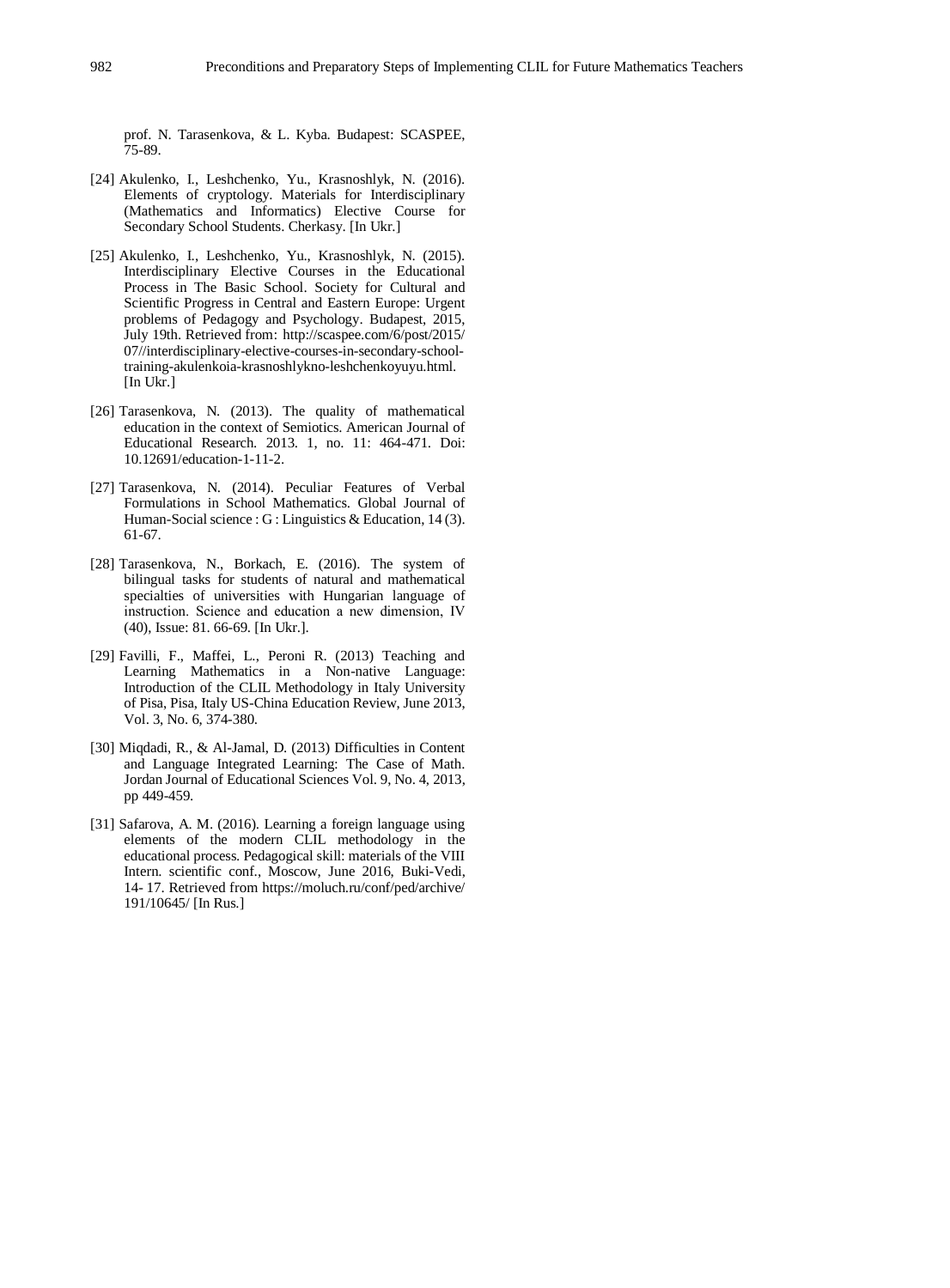prof. N. Tarasenkova, & L. Kyba. Budapest: SCASPEE, 75-89.

[24] Akulenko, I., Leshchenko, Yu., Krasnoshlyk, N. (2016). Elements of cryptology. Materials for Interdisciplinary (Mathematics and Informatics) Elective Course for Secondary School Students. Cherkasy. [In Ukr.]

[25] Akulenko, I., Leshchenko, Yu., Krasnoshlyk, N. (2015). Interdisciplinary Elective Courses in the Educational Process in The Basic School. Society for Cultural and Scientific Progress in Central and Eastern Europe: Urgent problems of Pedagogy and Psychology. Budapest, 2015, July 19th. Retrieved from: http://scaspee.com/6/post/2015/07//interdisciplinary-elective-courses-in-secondary-school-training-akulenkoia-krasnoshlykno-leshchenkoyuyu.html. [In Ukr.]

[26] Tarasenkova, N. (2013). The quality of mathematical education in the context of Semiotics. American Journal of Educational Research. 2013. 1, no. 11: 464-471. Doi: 10.12691/education-1-11-2.

[27] Tarasenkova, N. (2014). Peculiar Features of Verbal Formulations in School Mathematics. Global Journal of Human-Social science : G : Linguistics & Education, 14 (3). 61-67.

[28] Tarasenkova, N., Borkach, E. (2016). The system of bilingual tasks for students of natural and mathematical specialties of universities with Hungarian language of instruction. Science and education a new dimension, IV (40), Issue: 81. 66-69. [In Ukr.].

[29] Favilli, F., Maffei, L., Peroni R. (2013) Teaching and Learning Mathematics in a Non-native Language: Introduction of the CLIL Methodology in Italy University of Pisa, Pisa, Italy US-China Education Review, June 2013, Vol. 3, No. 6, 374-380.

[30] Miqdadi, R., & Al-Jamal, D. (2013) Difficulties in Content and Language Integrated Learning: The Case of Math. Jordan Journal of Educational Sciences Vol. 9, No. 4, 2013, pp 449-459.

[31] Safarova, A. M. (2016). Learning a foreign language using elements of the modern CLIL methodology in the educational process. Pedagogical skill: materials of the VIII Intern. scientific conf., Moscow, June 2016, Buki-Vedi, 14- 17. Retrieved from https://moluch.ru/conf/ped/archive/191/10645/ [In Rus.]